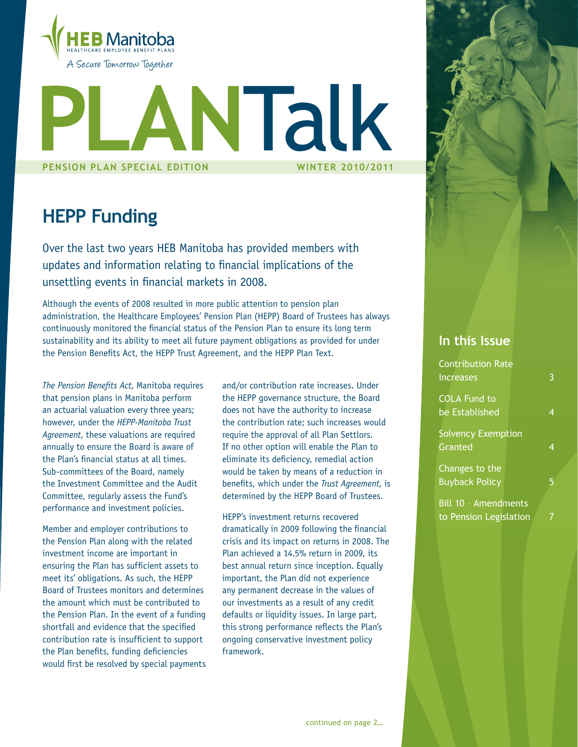HEB Manitoba
HEALTHCARE EMPLOYEE BENEFIT PLANS
A Secure Tomorrow Together

# PLANTalk

**PENSION PLAN SPECIAL EDITION** **WINTER 2010/2011**

## HEPP Funding

Over the last two years HEB Manitoba has provided members with updates and information relating to financial implications of the unsettling events in financial markets in 2008.

Although the events of 2008 resulted in more public attention to pension plan administration, the Healthcare Employees' Pension Plan (HEPP) Board of Trustees has always continuously monitored the financial status of the Pension Plan to ensure its long term sustainability and its ability to meet all future payment obligations as provided for under the Pension Benefits Act, the HEPP Trust Agreement, and the HEPP Plan Text.

*The Pension Benefits Act*, Manitoba requires that pension plans in Manitoba perform an actuarial valuation every three years; however, under the *HEPP-Manitoba Trust Agreement*, these valuations are required annually to ensure the Board is aware of the Plan's financial status at all times. Sub-committees of the Board, namely the Investment Committee and the Audit Committee, regularly assess the Fund's performance and investment policies.

Member and employer contributions to the Pension Plan along with the related investment income are important in ensuring the Plan has sufficient assets to meet its' obligations. As such, the HEPP Board of Trustees monitors and determines the amount which must be contributed to the Pension Plan. In the event of a funding shortfall and evidence that the specified contribution rate is insufficient to support the Plan benefits, funding deficiencies would first be resolved by special payments and/or contribution rate increases. Under the HEPP governance structure, the Board does not have the authority to increase the contribution rate; such increases would require the approval of all Plan Settlors. If no other option will enable the Plan to eliminate its deficiency, remedial action would be taken by means of a reduction in benefits, which under the *Trust Agreement*, is determined by the HEPP Board of Trustees.

HEPP's investment returns recovered dramatically in 2009 following the financial crisis and its impact on returns in 2008. The Plan achieved a 14.5% return in 2009, its best annual return since inception. Equally important, the Plan did not experience any permanent decrease in the values of our investments as a result of any credit defaults or liquidity issues. In large part, this strong performance reflects the Plan's ongoing conservative investment policy framework.

continued on page 2...

### In this Issue

| | |
|---|---|
| Contribution Rate Increases | 3 |
| COLA Fund to be Established | 4 |
| Solvency Exemption Granted | 4 |
| Changes to the Buyback Policy | 5 |
| Bill 10 - Amendments to Pension Legislation | 7 |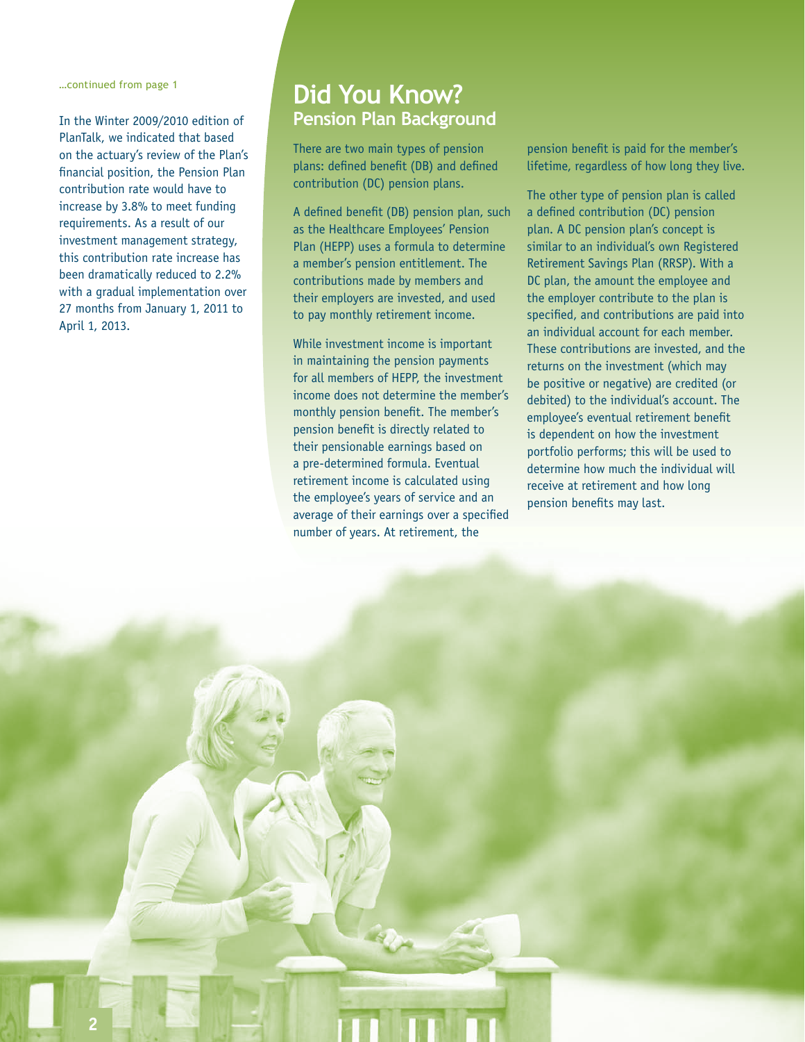…continued from page 1

In the Winter 2009/2010 edition of PlanTalk, we indicated that based on the actuary's review of the Plan's financial position, the Pension Plan contribution rate would have to increase by 3.8% to meet funding requirements. As a result of our investment management strategy, this contribution rate increase has been dramatically reduced to 2.2% with a gradual implementation over 27 months from January 1, 2011 to April 1, 2013.

# Did You Know?

## Pension Plan Background

There are two main types of pension plans: defined benefit (DB) and defined contribution (DC) pension plans.

A defined benefit (DB) pension plan, such as the Healthcare Employees' Pension Plan (HEPP) uses a formula to determine a member's pension entitlement. The contributions made by members and their employers are invested, and used to pay monthly retirement income.

While investment income is important in maintaining the pension payments for all members of HEPP, the investment income does not determine the member's monthly pension benefit. The member's pension benefit is directly related to their pensionable earnings based on a pre-determined formula. Eventual retirement income is calculated using the employee's years of service and an average of their earnings over a specified number of years. At retirement, the pension benefit is paid for the member's lifetime, regardless of how long they live.

The other type of pension plan is called a defined contribution (DC) pension plan. A DC pension plan's concept is similar to an individual's own Registered Retirement Savings Plan (RRSP). With a DC plan, the amount the employee and the employer contribute to the plan is specified, and contributions are paid into an individual account for each member. These contributions are invested, and the returns on the investment (which may be positive or negative) are credited (or debited) to the individual's account. The employee's eventual retirement benefit is dependent on how the investment portfolio performs; this will be used to determine how much the individual will receive at retirement and how long pension benefits may last.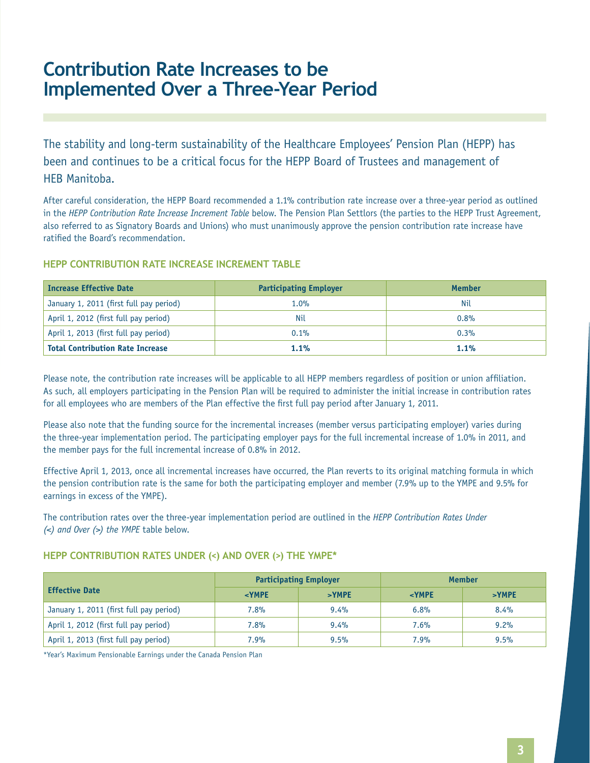# Contribution Rate Increases to be Implemented Over a Three-Year Period

The stability and long-term sustainability of the Healthcare Employees' Pension Plan (HEPP) has been and continues to be a critical focus for the HEPP Board of Trustees and management of HEB Manitoba.

After careful consideration, the HEPP Board recommended a 1.1% contribution rate increase over a three-year period as outlined in the *HEPP Contribution Rate Increase Increment Table* below. The Pension Plan Settlors (the parties to the HEPP Trust Agreement, also referred to as Signatory Boards and Unions) who must unanimously approve the pension contribution rate increase have ratified the Board's recommendation.

### HEPP CONTRIBUTION RATE INCREASE INCREMENT TABLE

| Increase Effective Date | Participating Employer | Member |
|---|---|---|
| January 1, 2011 (first full pay period) | 1.0% | Nil |
| April 1, 2012 (first full pay period) | Nil | 0.8% |
| April 1, 2013 (first full pay period) | 0.1% | 0.3% |
| **Total Contribution Rate Increase** | **1.1%** | **1.1%** |

Please note, the contribution rate increases will be applicable to all HEPP members regardless of position or union affiliation. As such, all employers participating in the Pension Plan will be required to administer the initial increase in contribution rates for all employees who are members of the Plan effective the first full pay period after January 1, 2011.

Please also note that the funding source for the incremental increases (member versus participating employer) varies during the three-year implementation period. The participating employer pays for the full incremental increase of 1.0% in 2011, and the member pays for the full incremental increase of 0.8% in 2012.

Effective April 1, 2013, once all incremental increases have occurred, the Plan reverts to its original matching formula in which the pension contribution rate is the same for both the participating employer and member (7.9% up to the YMPE and 9.5% for earnings in excess of the YMPE).

The contribution rates over the three-year implementation period are outlined in the *HEPP Contribution Rates Under (<) and Over (>) the YMPE* table below.

### HEPP CONTRIBUTION RATES UNDER (<) AND OVER (>) THE YMPE*

| Effective Date | Participating Employer | | Member | |
|---|---|---|---|---|
| | <YMPE | >YMPE | <YMPE | >YMPE |
| January 1, 2011 (first full pay period) | 7.8% | 9.4% | 6.8% | 8.4% |
| April 1, 2012 (first full pay period) | 7.8% | 9.4% | 7.6% | 9.2% |
| April 1, 2013 (first full pay period) | 7.9% | 9.5% | 7.9% | 9.5% |

*Year's Maximum Pensionable Earnings under the Canada Pension Plan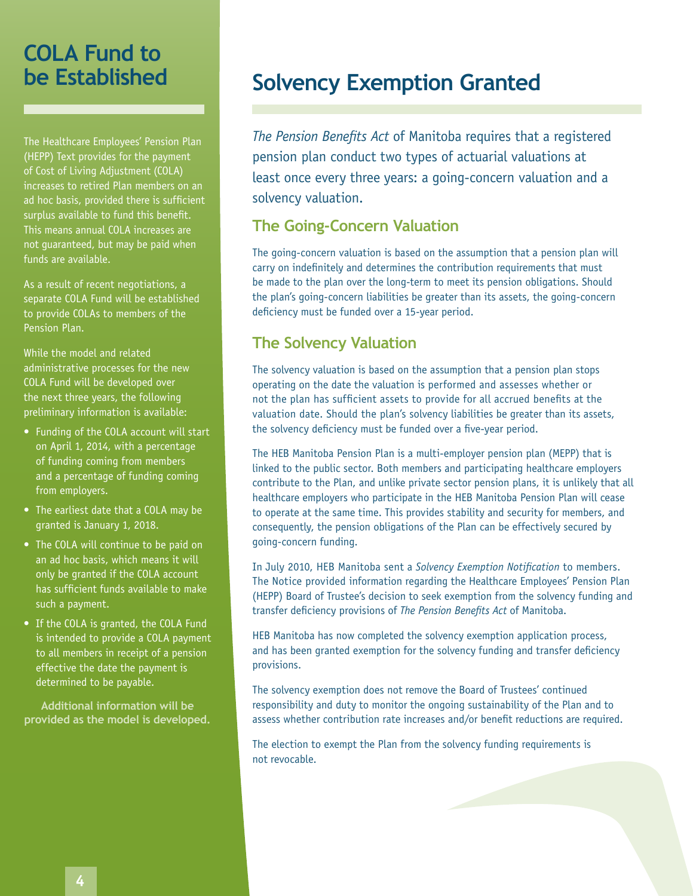# COLA Fund to be Established

The Healthcare Employees' Pension Plan (HEPP) Text provides for the payment of Cost of Living Adjustment (COLA) increases to retired Plan members on an ad hoc basis, provided there is sufficient surplus available to fund this benefit. This means annual COLA increases are not guaranteed, but may be paid when funds are available.

As a result of recent negotiations, a separate COLA Fund will be established to provide COLAs to members of the Pension Plan.

While the model and related administrative processes for the new COLA Fund will be developed over the next three years, the following preliminary information is available:

- Funding of the COLA account will start on April 1, 2014, with a percentage of funding coming from members and a percentage of funding coming from employers.
- The earliest date that a COLA may be granted is January 1, 2018.
- The COLA will continue to be paid on an ad hoc basis, which means it will only be granted if the COLA account has sufficient funds available to make such a payment.
- If the COLA is granted, the COLA Fund is intended to provide a COLA payment to all members in receipt of a pension effective the date the payment is determined to be payable.

**Additional information will be provided as the model is developed.**

# Solvency Exemption Granted

*The Pension Benefits Act* of Manitoba requires that a registered pension plan conduct two types of actuarial valuations at least once every three years: a going-concern valuation and a solvency valuation.

## The Going-Concern Valuation

The going-concern valuation is based on the assumption that a pension plan will carry on indefinitely and determines the contribution requirements that must be made to the plan over the long-term to meet its pension obligations. Should the plan's going-concern liabilities be greater than its assets, the going-concern deficiency must be funded over a 15-year period.

## The Solvency Valuation

The solvency valuation is based on the assumption that a pension plan stops operating on the date the valuation is performed and assesses whether or not the plan has sufficient assets to provide for all accrued benefits at the valuation date. Should the plan's solvency liabilities be greater than its assets, the solvency deficiency must be funded over a five-year period.

The HEB Manitoba Pension Plan is a multi-employer pension plan (MEPP) that is linked to the public sector. Both members and participating healthcare employers contribute to the Plan, and unlike private sector pension plans, it is unlikely that all healthcare employers who participate in the HEB Manitoba Pension Plan will cease to operate at the same time. This provides stability and security for members, and consequently, the pension obligations of the Plan can be effectively secured by going-concern funding.

In July 2010, HEB Manitoba sent a *Solvency Exemption Notification* to members. The Notice provided information regarding the Healthcare Employees' Pension Plan (HEPP) Board of Trustee's decision to seek exemption from the solvency funding and transfer deficiency provisions of *The Pension Benefits Act* of Manitoba.

HEB Manitoba has now completed the solvency exemption application process, and has been granted exemption for the solvency funding and transfer deficiency provisions.

The solvency exemption does not remove the Board of Trustees' continued responsibility and duty to monitor the ongoing sustainability of the Plan and to assess whether contribution rate increases and/or benefit reductions are required.

The election to exempt the Plan from the solvency funding requirements is not revocable.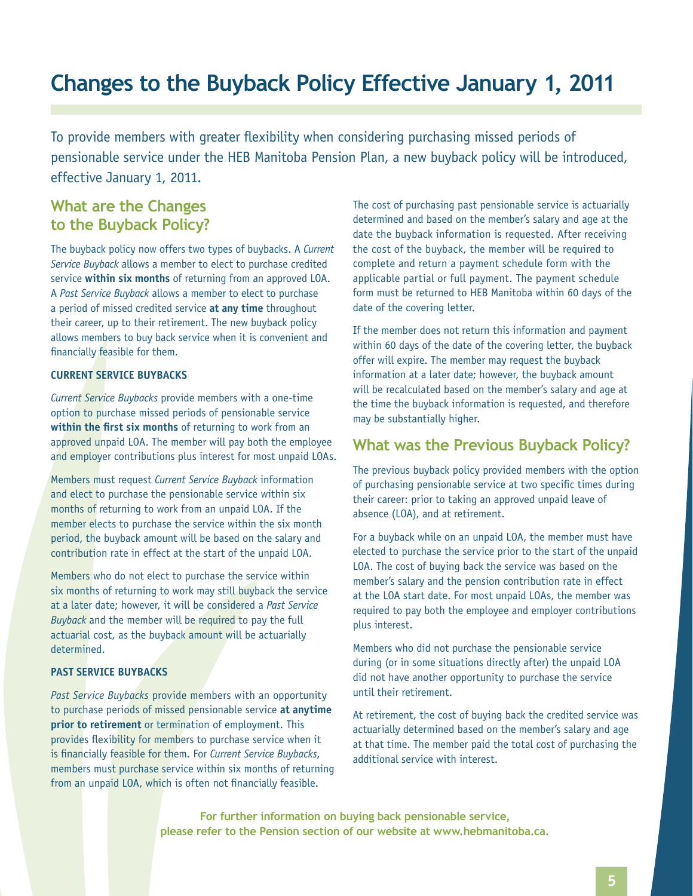# Changes to the Buyback Policy Effective January 1, 2011

To provide members with greater flexibility when considering purchasing missed periods of pensionable service under the HEB Manitoba Pension Plan, a new buyback policy will be introduced, effective January 1, 2011.

## What are the Changes to the Buyback Policy?

The buyback policy now offers two types of buybacks. A *Current Service Buyback* allows a member to elect to purchase credited service **within six months** of returning from an approved LOA. A *Past Service Buyback* allows a member to elect to purchase a period of missed credited service **at any time** throughout their career, up to their retirement. The new buyback policy allows members to buy back service when it is convenient and financially feasible for them.

### CURRENT SERVICE BUYBACKS

*Current Service Buybacks* provide members with a one-time option to purchase missed periods of pensionable service **within the first six months** of returning to work from an approved unpaid LOA. The member will pay both the employee and employer contributions plus interest for most unpaid LOAs.

Members must request *Current Service Buyback* information and elect to purchase the pensionable service within six months of returning to work from an unpaid LOA. If the member elects to purchase the service within the six month period, the buyback amount will be based on the salary and contribution rate in effect at the start of the unpaid LOA.

Members who do not elect to purchase the service within six months of returning to work may still buyback the service at a later date; however, it will be considered a *Past Service Buyback* and the member will be required to pay the full actuarial cost, as the buyback amount will be actuarially determined.

### PAST SERVICE BUYBACKS

*Past Service Buybacks* provide members with an opportunity to purchase periods of missed pensionable service **at anytime prior to retirement** or termination of employment. This provides flexibility for members to purchase service when it is financially feasible for them. For *Current Service Buybacks*, members must purchase service within six months of returning from an unpaid LOA, which is often not financially feasible.

The cost of purchasing past pensionable service is actuarially determined and based on the member's salary and age at the date the buyback information is requested. After receiving the cost of the buyback, the member will be required to complete and return a payment schedule form with the applicable partial or full payment. The payment schedule form must be returned to HEB Manitoba within 60 days of the date of the covering letter.

If the member does not return this information and payment within 60 days of the date of the covering letter, the buyback offer will expire. The member may request the buyback information at a later date; however, the buyback amount will be recalculated based on the member's salary and age at the time the buyback information is requested, and therefore may be substantially higher.

## What was the Previous Buyback Policy?

The previous buyback policy provided members with the option of purchasing pensionable service at two specific times during their career: prior to taking an approved unpaid leave of absence (LOA), and at retirement.

For a buyback while on an unpaid LOA, the member must have elected to purchase the service prior to the start of the unpaid LOA. The cost of buying back the service was based on the member's salary and the pension contribution rate in effect at the LOA start date. For most unpaid LOAs, the member was required to pay both the employee and employer contributions plus interest.

Members who did not purchase the pensionable service during (or in some situations directly after) the unpaid LOA did not have another opportunity to purchase the service until their retirement.

At retirement, the cost of buying back the credited service was actuarially determined based on the member's salary and age at that time. The member paid the total cost of purchasing the additional service with interest.

**For further information on buying back pensionable service, please refer to the Pension section of our website at www.hebmanitoba.ca.**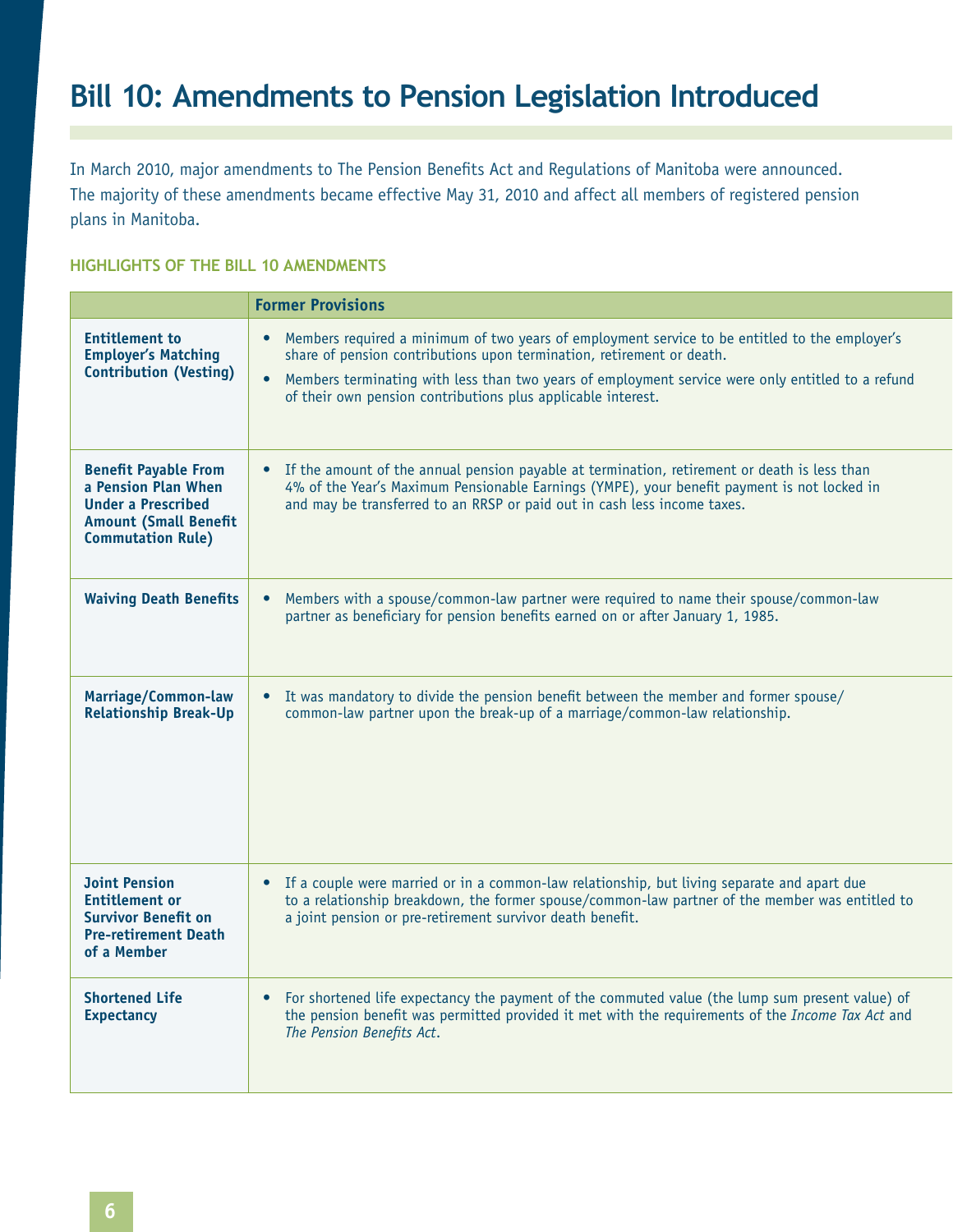# Bill 10: Amendments to Pension Legislation Introduced

In March 2010, major amendments to The Pension Benefits Act and Regulations of Manitoba were announced. The majority of these amendments became effective May 31, 2010 and affect all members of registered pension plans in Manitoba.

### HIGHLIGHTS OF THE BILL 10 AMENDMENTS

| | Former Provisions |
|---|---|
| **Entitlement to Employer's Matching Contribution (Vesting)** | • Members required a minimum of two years of employment service to be entitled to the employer's share of pension contributions upon termination, retirement or death.<br>• Members terminating with less than two years of employment service were only entitled to a refund of their own pension contributions plus applicable interest. |
| **Benefit Payable From a Pension Plan When Under a Prescribed Amount (Small Benefit Commutation Rule)** | • If the amount of the annual pension payable at termination, retirement or death is less than 4% of the Year's Maximum Pensionable Earnings (YMPE), your benefit payment is not locked in and may be transferred to an RRSP or paid out in cash less income taxes. |
| **Waiving Death Benefits** | • Members with a spouse/common-law partner were required to name their spouse/common-law partner as beneficiary for pension benefits earned on or after January 1, 1985. |
| **Marriage/Common-law Relationship Break-Up** | • It was mandatory to divide the pension benefit between the member and former spouse/common-law partner upon the break-up of a marriage/common-law relationship. |
| **Joint Pension Entitlement or Survivor Benefit on Pre-retirement Death of a Member** | • If a couple were married or in a common-law relationship, but living separate and apart due to a relationship breakdown, the former spouse/common-law partner of the member was entitled to a joint pension or pre-retirement survivor death benefit. |
| **Shortened Life Expectancy** | • For shortened life expectancy the payment of the commuted value (the lump sum present value) of the pension benefit was permitted provided it met with the requirements of the *Income Tax Act* and *The Pension Benefits Act*. |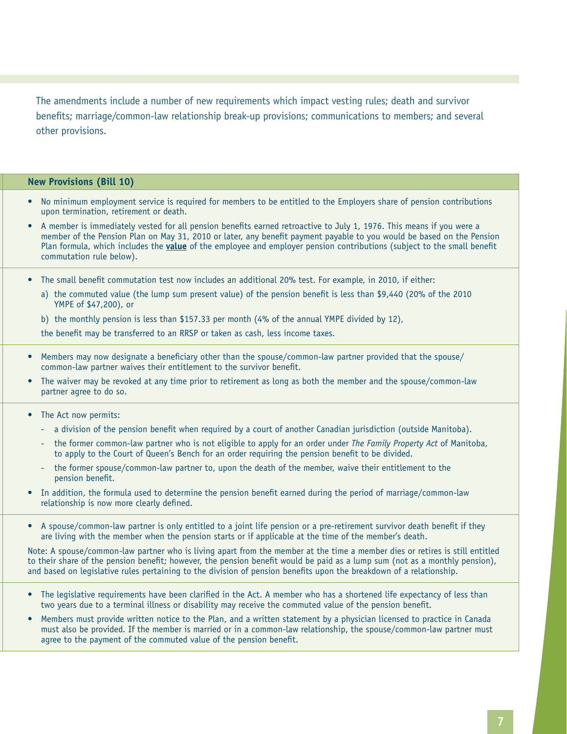The amendments include a number of new requirements which impact vesting rules; death and survivor benefits; marriage/common-law relationship break-up provisions; communications to members; and several other provisions.

**New Provisions (Bill 10)**

- No minimum employment service is required for members to be entitled to the Employers share of pension contributions upon termination, retirement or death.
- A member is immediately vested for all pension benefits earned retroactive to July 1, 1976. This means if you were a member of the Pension Plan on May 31, 2010 or later, any benefit payment payable to you would be based on the Pension Plan formula, which includes the **value** of the employee and employer pension contributions (subject to the small benefit commutation rule below).

- The small benefit commutation test now includes an additional 20% test. For example, in 2010, if either:
  a) the commuted value (the lump sum present value) of the pension benefit is less than $9,440 (20% of the 2010 YMPE of $47,200), or
  b) the monthly pension is less than $157.33 per month (4% of the annual YMPE divided by 12),

  the benefit may be transferred to an RRSP or taken as cash, less income taxes.

- Members may now designate a beneficiary other than the spouse/common-law partner provided that the spouse/common-law partner waives their entitlement to the survivor benefit.
- The waiver may be revoked at any time prior to retirement as long as both the member and the spouse/common-law partner agree to do so.

- The Act now permits:
  - a division of the pension benefit when required by a court of another Canadian jurisdiction (outside Manitoba).
  - the former common-law partner who is not eligible to apply for an order under *The Family Property Act* of Manitoba, to apply to the Court of Queen's Bench for an order requiring the pension benefit to be divided.
  - the former spouse/common-law partner to, upon the death of the member, waive their entitlement to the pension benefit.
- In addition, the formula used to determine the pension benefit earned during the period of marriage/common-law relationship is now more clearly defined.

- A spouse/common-law partner is only entitled to a joint life pension or a pre-retirement survivor death benefit if they are living with the member when the pension starts or if applicable at the time of the member's death.

Note: A spouse/common-law partner who is living apart from the member at the time a member dies or retires is still entitled to their share of the pension benefit; however, the pension benefit would be paid as a lump sum (not as a monthly pension), and based on legislative rules pertaining to the division of pension benefits upon the breakdown of a relationship.

- The legislative requirements have been clarified in the Act. A member who has a shortened life expectancy of less than two years due to a terminal illness or disability may receive the commuted value of the pension benefit.
- Members must provide written notice to the Plan, and a written statement by a physician licensed to practice in Canada must also be provided. If the member is married or in a common-law relationship, the spouse/common-law partner must agree to the payment of the commuted value of the pension benefit.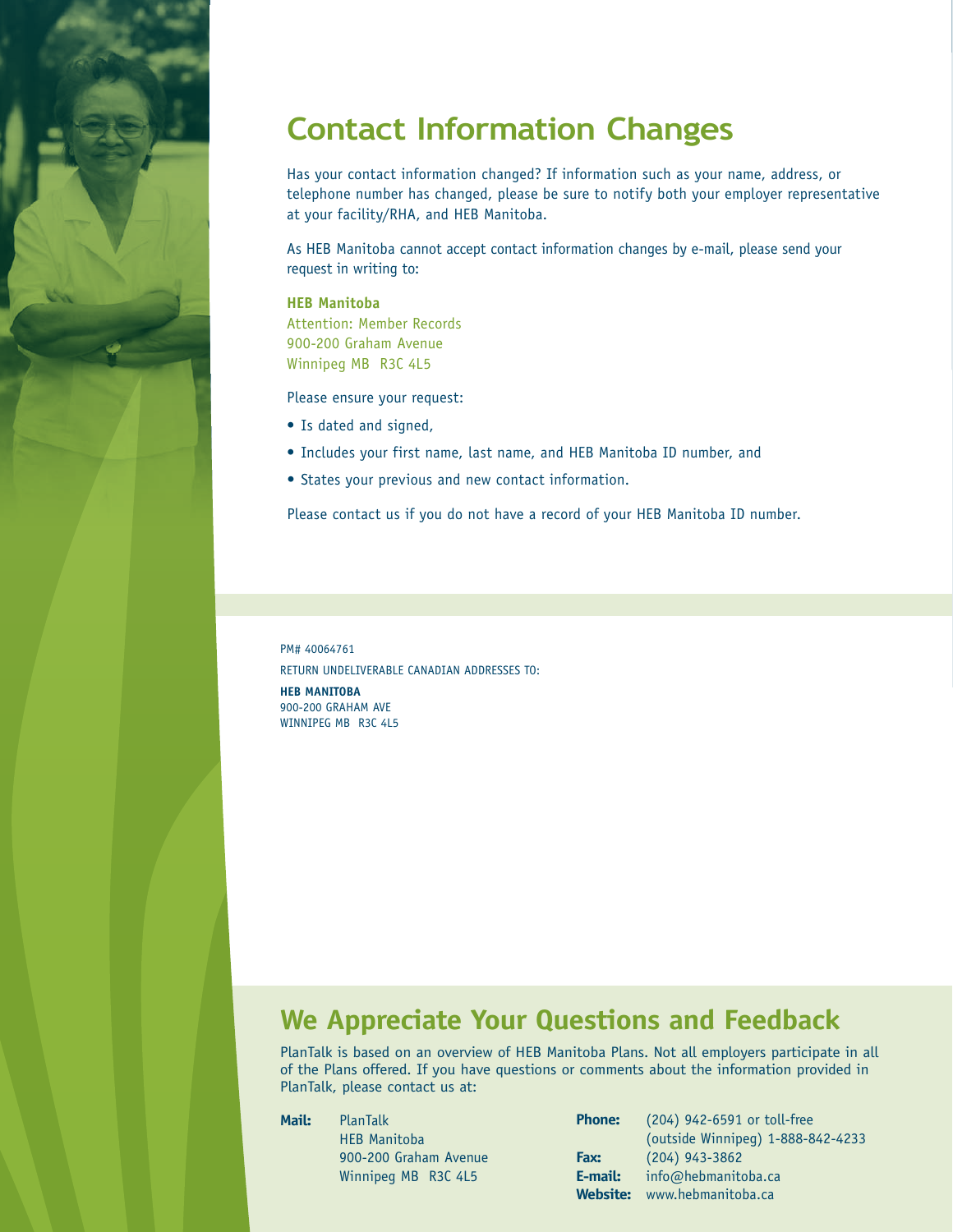## Contact Information Changes

Has your contact information changed? If information such as your name, address, or telephone number has changed, please be sure to notify both your employer representative at your facility/RHA, and HEB Manitoba.

As HEB Manitoba cannot accept contact information changes by e-mail, please send your request in writing to:

**HEB Manitoba**
Attention: Member Records
900-200 Graham Avenue
Winnipeg MB R3C 4L5

Please ensure your request:

- Is dated and signed,
- Includes your first name, last name, and HEB Manitoba ID number, and
- States your previous and new contact information.

Please contact us if you do not have a record of your HEB Manitoba ID number.

PM# 40064761

RETURN UNDELIVERABLE CANADIAN ADDRESSES TO:

**HEB MANITOBA**
900-200 GRAHAM AVE
WINNIPEG MB R3C 4L5

## We Appreciate Your Questions and Feedback

PlanTalk is based on an overview of HEB Manitoba Plans. Not all employers participate in all of the Plans offered. If you have questions or comments about the information provided in PlanTalk, please contact us at:

**Mail:** PlanTalk
HEB Manitoba
900-200 Graham Avenue
Winnipeg MB R3C 4L5

**Phone:** (204) 942-6591 or toll-free (outside Winnipeg) 1-888-842-4233
**Fax:** (204) 943-3862
**E-mail:** info@hebmanitoba.ca
**Website:** www.hebmanitoba.ca